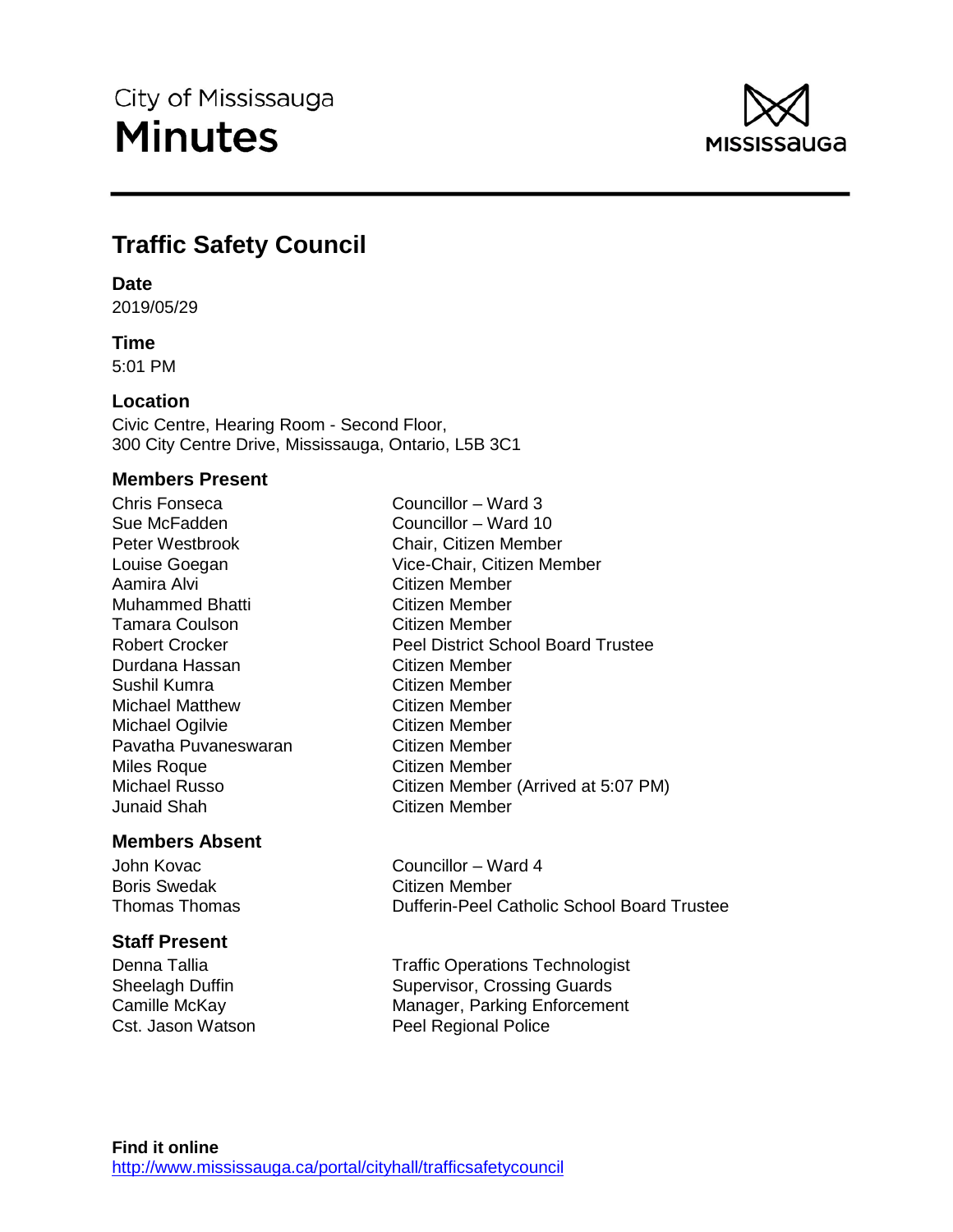City of Mississauga

# Minutes

## Traffic Safety Council

### Date
2019/05/29

### Time
5:01 PM

### Location
Civic Centre, Hearing Room - Second Floor,
300 City Centre Drive, Mississauga, Ontario, L5B 3C1

### Members Present

| | |
|---|---|
| Chris Fonseca | Councillor – Ward 3 |
| Sue McFadden | Councillor – Ward 10 |
| Peter Westbrook | Chair, Citizen Member |
| Louise Goegan | Vice-Chair, Citizen Member |
| Aamira Alvi | Citizen Member |
| Muhammed Bhatti | Citizen Member |
| Tamara Coulson | Citizen Member |
| Robert Crocker | Peel District School Board Trustee |
| Durdana Hassan | Citizen Member |
| Sushil Kumra | Citizen Member |
| Michael Matthew | Citizen Member |
| Michael Ogilvie | Citizen Member |
| Pavatha Puvaneswaran | Citizen Member |
| Miles Roque | Citizen Member |
| Michael Russo | Citizen Member (Arrived at 5:07 PM) |
| Junaid Shah | Citizen Member |

### Members Absent

| | |
|---|---|
| John Kovac | Councillor – Ward 4 |
| Boris Swedak | Citizen Member |
| Thomas Thomas | Dufferin-Peel Catholic School Board Trustee |

### Staff Present

| | |
|---|---|
| Denna Tallia | Traffic Operations Technologist |
| Sheelagh Duffin | Supervisor, Crossing Guards |
| Camille McKay | Manager, Parking Enforcement |
| Cst. Jason Watson | Peel Regional Police |

**Find it online**
http://www.mississauga.ca/portal/cityhall/trafficsafetycouncil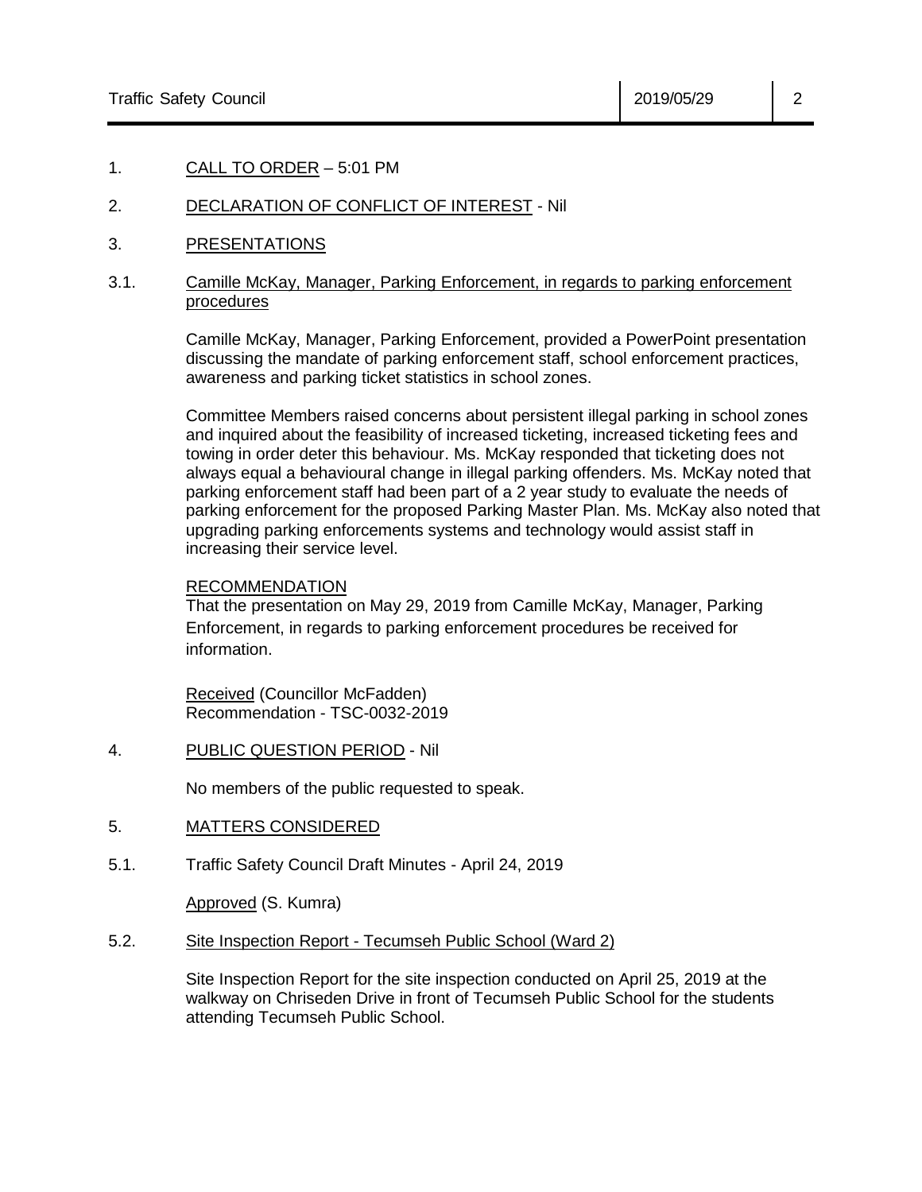1. CALL TO ORDER – 5:01 PM

2. DECLARATION OF CONFLICT OF INTEREST - Nil

3. PRESENTATIONS

3.1. Camille McKay, Manager, Parking Enforcement, in regards to parking enforcement procedures

Camille McKay, Manager, Parking Enforcement, provided a PowerPoint presentation discussing the mandate of parking enforcement staff, school enforcement practices, awareness and parking ticket statistics in school zones.

Committee Members raised concerns about persistent illegal parking in school zones and inquired about the feasibility of increased ticketing, increased ticketing fees and towing in order deter this behaviour. Ms. McKay responded that ticketing does not always equal a behavioural change in illegal parking offenders. Ms. McKay noted that parking enforcement staff had been part of a 2 year study to evaluate the needs of parking enforcement for the proposed Parking Master Plan. Ms. McKay also noted that upgrading parking enforcements systems and technology would assist staff in increasing their service level.

RECOMMENDATION
That the presentation on May 29, 2019 from Camille McKay, Manager, Parking Enforcement, in regards to parking enforcement procedures be received for information.

Received (Councillor McFadden)
Recommendation - TSC-0032-2019

4. PUBLIC QUESTION PERIOD - Nil

No members of the public requested to speak.

5. MATTERS CONSIDERED

5.1. Traffic Safety Council Draft Minutes - April 24, 2019

Approved (S. Kumra)

5.2. Site Inspection Report - Tecumseh Public School (Ward 2)

Site Inspection Report for the site inspection conducted on April 25, 2019 at the walkway on Chriseden Drive in front of Tecumseh Public School for the students attending Tecumseh Public School.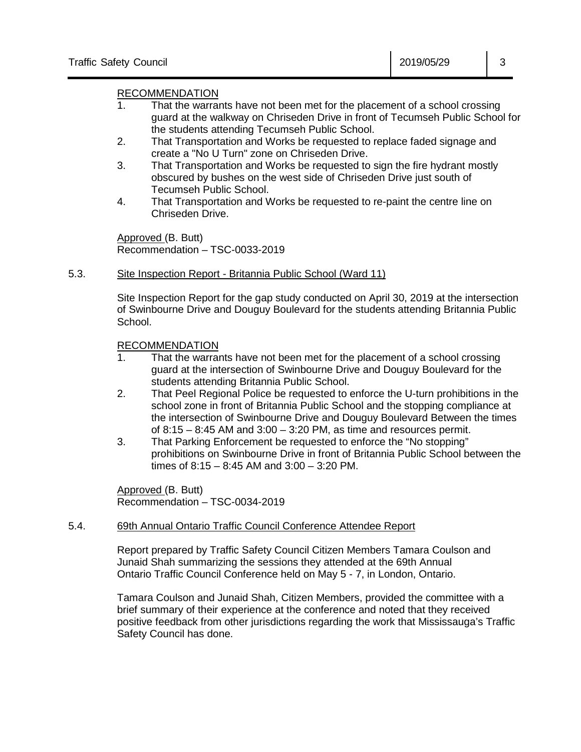RECOMMENDATION

1. That the warrants have not been met for the placement of a school crossing guard at the walkway on Chriseden Drive in front of Tecumseh Public School for the students attending Tecumseh Public School.
2. That Transportation and Works be requested to replace faded signage and create a "No U Turn" zone on Chriseden Drive.
3. That Transportation and Works be requested to sign the fire hydrant mostly obscured by bushes on the west side of Chriseden Drive just south of Tecumseh Public School.
4. That Transportation and Works be requested to re-paint the centre line on Chriseden Drive.

Approved (B. Butt)
Recommendation – TSC-0033-2019

## 5.3. Site Inspection Report - Britannia Public School (Ward 11)

Site Inspection Report for the gap study conducted on April 30, 2019 at the intersection of Swinbourne Drive and Douguy Boulevard for the students attending Britannia Public School.

RECOMMENDATION

1. That the warrants have not been met for the placement of a school crossing guard at the intersection of Swinbourne Drive and Douguy Boulevard for the students attending Britannia Public School.
2. That Peel Regional Police be requested to enforce the U-turn prohibitions in the school zone in front of Britannia Public School and the stopping compliance at the intersection of Swinbourne Drive and Douguy Boulevard Between the times of 8:15 – 8:45 AM and 3:00 – 3:20 PM, as time and resources permit.
3. That Parking Enforcement be requested to enforce the "No stopping" prohibitions on Swinbourne Drive in front of Britannia Public School between the times of 8:15 – 8:45 AM and 3:00 – 3:20 PM.

Approved (B. Butt)
Recommendation – TSC-0034-2019

## 5.4. 69th Annual Ontario Traffic Council Conference Attendee Report

Report prepared by Traffic Safety Council Citizen Members Tamara Coulson and Junaid Shah summarizing the sessions they attended at the 69th Annual Ontario Traffic Council Conference held on May 5 - 7, in London, Ontario.

Tamara Coulson and Junaid Shah, Citizen Members, provided the committee with a brief summary of their experience at the conference and noted that they received positive feedback from other jurisdictions regarding the work that Mississauga's Traffic Safety Council has done.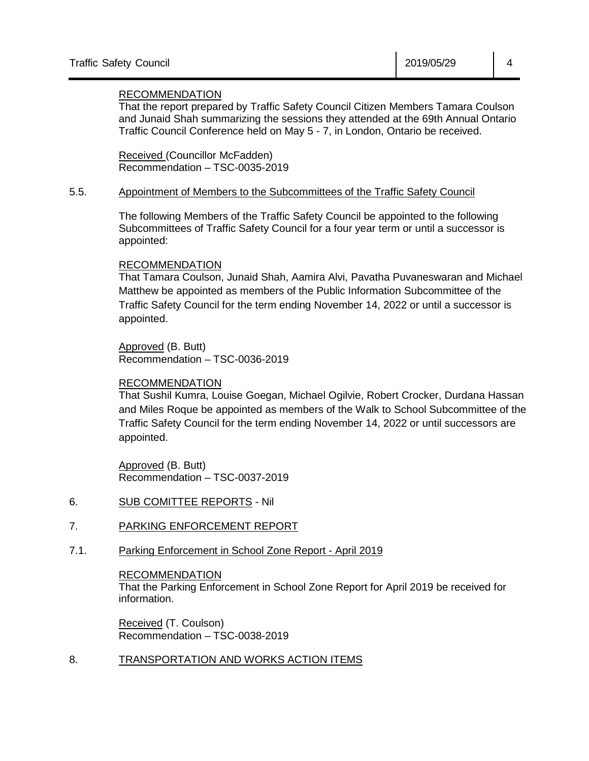RECOMMENDATION
That the report prepared by Traffic Safety Council Citizen Members Tamara Coulson and Junaid Shah summarizing the sessions they attended at the 69th Annual Ontario Traffic Council Conference held on May 5 - 7, in London, Ontario be received.

Received (Councillor McFadden)
Recommendation – TSC-0035-2019

5.5. Appointment of Members to the Subcommittees of the Traffic Safety Council

The following Members of the Traffic Safety Council be appointed to the following Subcommittees of Traffic Safety Council for a four year term or until a successor is appointed:

RECOMMENDATION
That Tamara Coulson, Junaid Shah, Aamira Alvi, Pavatha Puvaneswaran and Michael Matthew be appointed as members of the Public Information Subcommittee of the Traffic Safety Council for the term ending November 14, 2022 or until a successor is appointed.

Approved (B. Butt)
Recommendation – TSC-0036-2019

RECOMMENDATION
That Sushil Kumra, Louise Goegan, Michael Ogilvie, Robert Crocker, Durdana Hassan and Miles Roque be appointed as members of the Walk to School Subcommittee of the Traffic Safety Council for the term ending November 14, 2022 or until successors are appointed.

Approved (B. Butt)
Recommendation – TSC-0037-2019

6. SUB COMITTEE REPORTS - Nil

7. PARKING ENFORCEMENT REPORT

7.1. Parking Enforcement in School Zone Report - April 2019

RECOMMENDATION
That the Parking Enforcement in School Zone Report for April 2019 be received for information.

Received (T. Coulson)
Recommendation – TSC-0038-2019

8. TRANSPORTATION AND WORKS ACTION ITEMS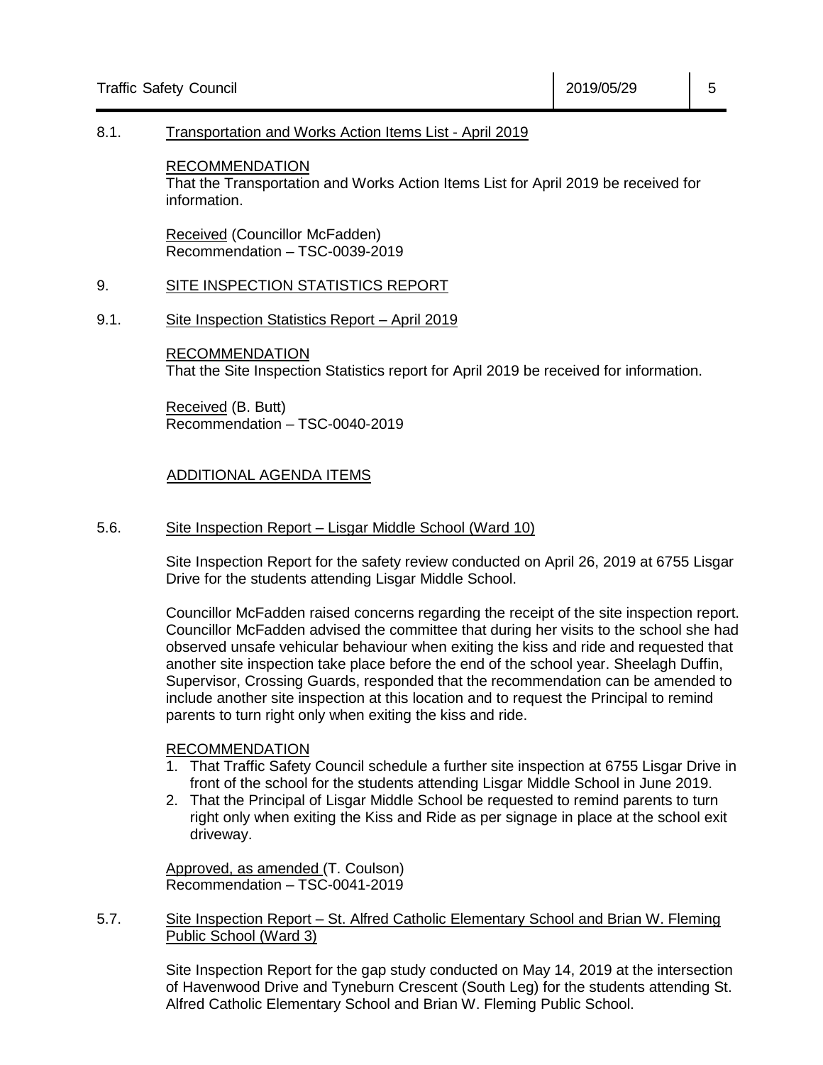8.1. Transportation and Works Action Items List - April 2019

RECOMMENDATION
That the Transportation and Works Action Items List for April 2019 be received for information.

Received (Councillor McFadden)
Recommendation – TSC-0039-2019

## 9. SITE INSPECTION STATISTICS REPORT

9.1. Site Inspection Statistics Report – April 2019

RECOMMENDATION
That the Site Inspection Statistics report for April 2019 be received for information.

Received (B. Butt)
Recommendation – TSC-0040-2019

## ADDITIONAL AGENDA ITEMS

5.6. Site Inspection Report – Lisgar Middle School (Ward 10)

Site Inspection Report for the safety review conducted on April 26, 2019 at 6755 Lisgar Drive for the students attending Lisgar Middle School.

Councillor McFadden raised concerns regarding the receipt of the site inspection report. Councillor McFadden advised the committee that during her visits to the school she had observed unsafe vehicular behaviour when exiting the kiss and ride and requested that another site inspection take place before the end of the school year. Sheelagh Duffin, Supervisor, Crossing Guards, responded that the recommendation can be amended to include another site inspection at this location and to request the Principal to remind parents to turn right only when exiting the kiss and ride.

RECOMMENDATION

1. That Traffic Safety Council schedule a further site inspection at 6755 Lisgar Drive in front of the school for the students attending Lisgar Middle School in June 2019.
2. That the Principal of Lisgar Middle School be requested to remind parents to turn right only when exiting the Kiss and Ride as per signage in place at the school exit driveway.

Approved, as amended (T. Coulson)
Recommendation – TSC-0041-2019

5.7. Site Inspection Report – St. Alfred Catholic Elementary School and Brian W. Fleming Public School (Ward 3)

Site Inspection Report for the gap study conducted on May 14, 2019 at the intersection of Havenwood Drive and Tyneburn Crescent (South Leg) for the students attending St. Alfred Catholic Elementary School and Brian W. Fleming Public School.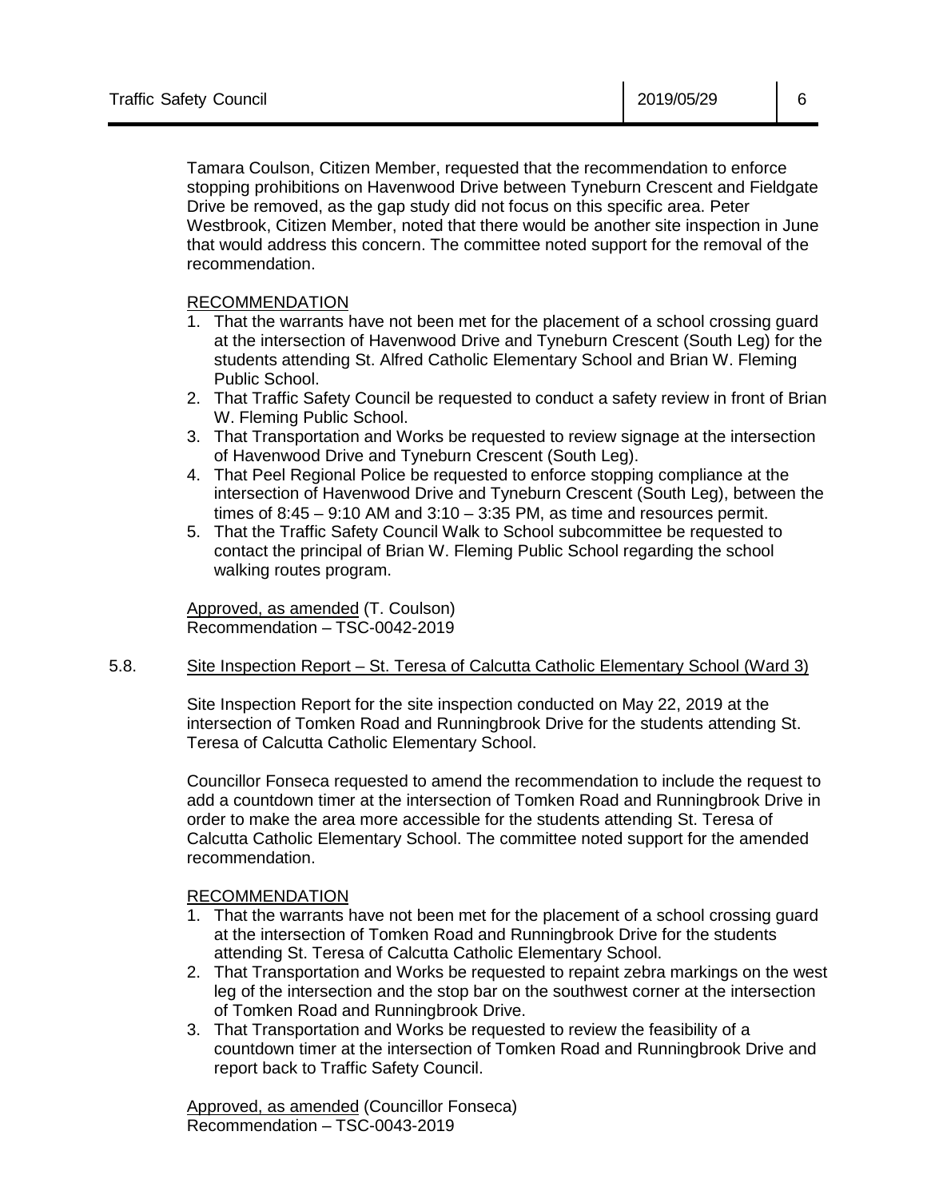Tamara Coulson, Citizen Member, requested that the recommendation to enforce stopping prohibitions on Havenwood Drive between Tyneburn Crescent and Fieldgate Drive be removed, as the gap study did not focus on this specific area. Peter Westbrook, Citizen Member, noted that there would be another site inspection in June that would address this concern. The committee noted support for the removal of the recommendation.

RECOMMENDATION

1. That the warrants have not been met for the placement of a school crossing guard at the intersection of Havenwood Drive and Tyneburn Crescent (South Leg) for the students attending St. Alfred Catholic Elementary School and Brian W. Fleming Public School.
2. That Traffic Safety Council be requested to conduct a safety review in front of Brian W. Fleming Public School.
3. That Transportation and Works be requested to review signage at the intersection of Havenwood Drive and Tyneburn Crescent (South Leg).
4. That Peel Regional Police be requested to enforce stopping compliance at the intersection of Havenwood Drive and Tyneburn Crescent (South Leg), between the times of 8:45 – 9:10 AM and 3:10 – 3:35 PM, as time and resources permit.
5. That the Traffic Safety Council Walk to School subcommittee be requested to contact the principal of Brian W. Fleming Public School regarding the school walking routes program.

Approved, as amended (T. Coulson)
Recommendation – TSC-0042-2019

5.8. Site Inspection Report – St. Teresa of Calcutta Catholic Elementary School (Ward 3)

Site Inspection Report for the site inspection conducted on May 22, 2019 at the intersection of Tomken Road and Runningbrook Drive for the students attending St. Teresa of Calcutta Catholic Elementary School.

Councillor Fonseca requested to amend the recommendation to include the request to add a countdown timer at the intersection of Tomken Road and Runningbrook Drive in order to make the area more accessible for the students attending St. Teresa of Calcutta Catholic Elementary School. The committee noted support for the amended recommendation.

RECOMMENDATION

1. That the warrants have not been met for the placement of a school crossing guard at the intersection of Tomken Road and Runningbrook Drive for the students attending St. Teresa of Calcutta Catholic Elementary School.
2. That Transportation and Works be requested to repaint zebra markings on the west leg of the intersection and the stop bar on the southwest corner at the intersection of Tomken Road and Runningbrook Drive.
3. That Transportation and Works be requested to review the feasibility of a countdown timer at the intersection of Tomken Road and Runningbrook Drive and report back to Traffic Safety Council.

Approved, as amended (Councillor Fonseca)
Recommendation – TSC-0043-2019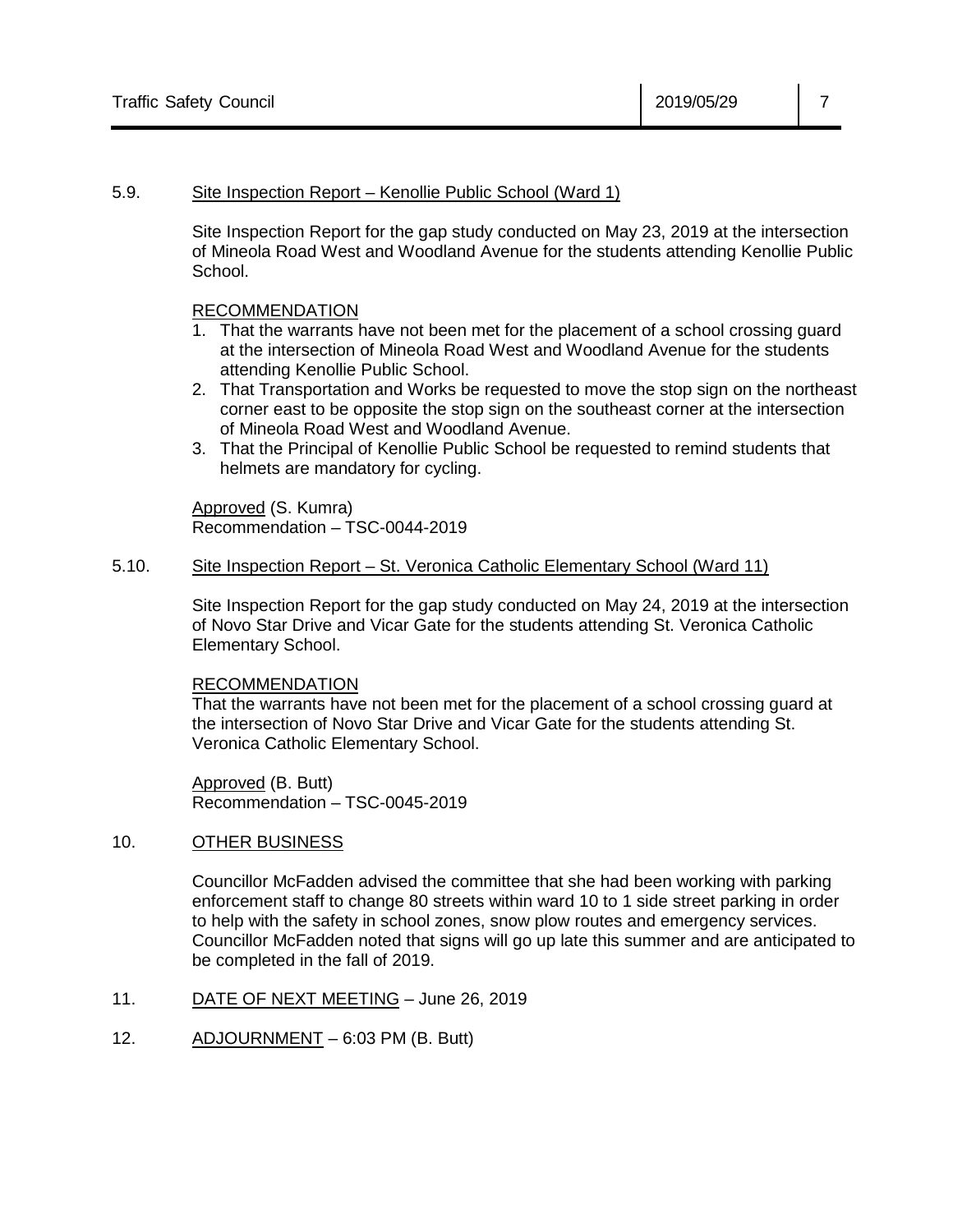5.9. <u>Site Inspection Report – Kenollie Public School (Ward 1)</u>

Site Inspection Report for the gap study conducted on May 23, 2019 at the intersection of Mineola Road West and Woodland Avenue for the students attending Kenollie Public School.

<u>RECOMMENDATION</u>

1. That the warrants have not been met for the placement of a school crossing guard at the intersection of Mineola Road West and Woodland Avenue for the students attending Kenollie Public School.
2. That Transportation and Works be requested to move the stop sign on the northeast corner east to be opposite the stop sign on the southeast corner at the intersection of Mineola Road West and Woodland Avenue.
3. That the Principal of Kenollie Public School be requested to remind students that helmets are mandatory for cycling.

<u>Approved</u> (S. Kumra)
Recommendation – TSC-0044-2019

5.10. <u>Site Inspection Report – St. Veronica Catholic Elementary School (Ward 11)</u>

Site Inspection Report for the gap study conducted on May 24, 2019 at the intersection of Novo Star Drive and Vicar Gate for the students attending St. Veronica Catholic Elementary School.

<u>RECOMMENDATION</u>

That the warrants have not been met for the placement of a school crossing guard at the intersection of Novo Star Drive and Vicar Gate for the students attending St. Veronica Catholic Elementary School.

<u>Approved</u> (B. Butt)
Recommendation – TSC-0045-2019

10. <u>OTHER BUSINESS</u>

Councillor McFadden advised the committee that she had been working with parking enforcement staff to change 80 streets within ward 10 to 1 side street parking in order to help with the safety in school zones, snow plow routes and emergency services. Councillor McFadden noted that signs will go up late this summer and are anticipated to be completed in the fall of 2019.

11. <u>DATE OF NEXT MEETING</u> – June 26, 2019

12. <u>ADJOURNMENT</u> – 6:03 PM (B. Butt)